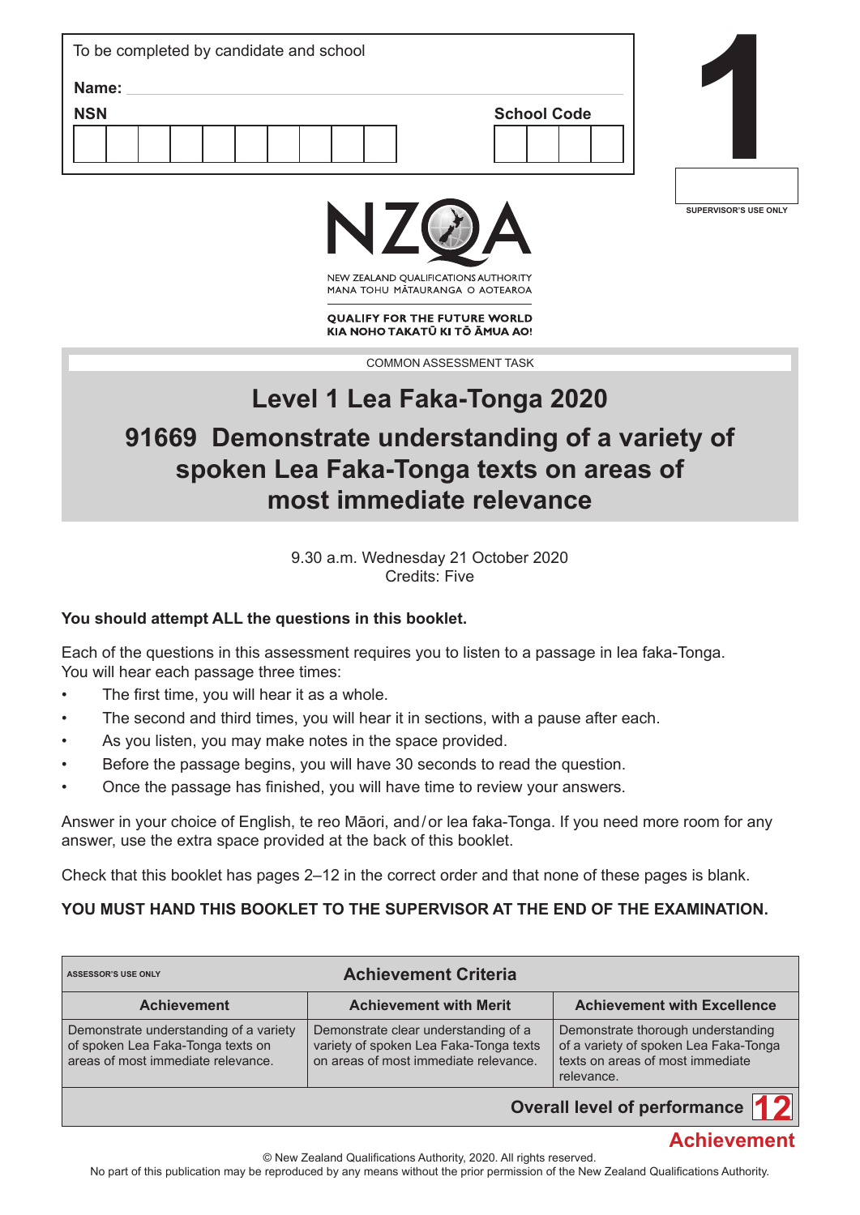To be completed by candidate and school

**Name:**

**NSN**

**School Code**

**1**

SUPERVISOR'S USE ONLY

NZQA

NEW ZEALAND QUALIFICATIONS AUTHORITY
MANA TOHU MĀTAURANGA O AOTEAROA

**QUALIFY FOR THE FUTURE WORLD**
**KIA NOHO TAKATŪ KI TŌ ĀMUA AO!**

COMMON ASSESSMENT TASK

# Level 1 Lea Faka-Tonga 2020

# 91669 Demonstrate understanding of a variety of spoken Lea Faka-Tonga texts on areas of most immediate relevance

9.30 a.m. Wednesday 21 October 2020
Credits: Five

**You should attempt ALL the questions in this booklet.**

Each of the questions in this assessment requires you to listen to a passage in lea faka-Tonga. You will hear each passage three times:

- The first time, you will hear it as a whole.
- The second and third times, you will hear it in sections, with a pause after each.
- As you listen, you may make notes in the space provided.
- Before the passage begins, you will have 30 seconds to read the question.
- Once the passage has finished, you will have time to review your answers.

Answer in your choice of English, te reo Māori, and/or lea faka-Tonga. If you need more room for any answer, use the extra space provided at the back of this booklet.

Check that this booklet has pages 2–12 in the correct order and that none of these pages is blank.

**YOU MUST HAND THIS BOOKLET TO THE SUPERVISOR AT THE END OF THE EXAMINATION.**

| ASSESSOR'S USE ONLY — **Achievement Criteria** | | |
|---|---|---|
| **Achievement** | **Achievement with Merit** | **Achievement with Excellence** |
| Demonstrate understanding of a variety of spoken Lea Faka-Tonga texts on areas of most immediate relevance. | Demonstrate clear understanding of a variety of spoken Lea Faka-Tonga texts on areas of most immediate relevance. | Demonstrate thorough understanding of a variety of spoken Lea Faka-Tonga texts on areas of most immediate relevance. |
| | | **Overall level of performance** 12 |

Achievement

© New Zealand Qualifications Authority, 2020. All rights reserved.
No part of this publication may be reproduced by any means without the prior permission of the New Zealand Qualifications Authority.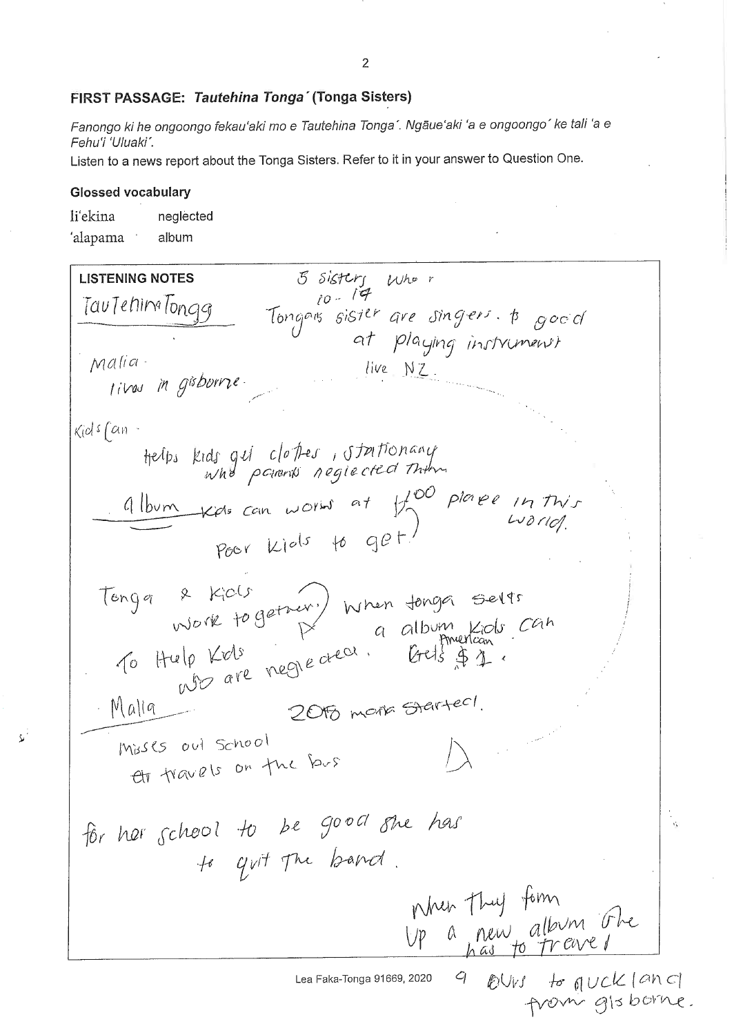## FIRST PASSAGE: *Tautehina Tonga´* (Tonga Sisters)

*Fanongo ki he ongoongo fekau'aki mo e Tautehina Tonga´. Ngāue'aki 'a e ongoongo´ ke tali 'a e Fehu'i 'Uluaki´.*

Listen to a news report about the Tonga Sisters. Refer to it in your answer to Question One.

### Glossed vocabulary

| | |
|---|---|
| li'ekina | neglected |
| 'alapama | album |

**LISTENING NOTES**

TauTehina Tonga

5 sisters who r 10 - 14

Tongan sister are singers. & good at playing instrument

live NZ.

Malia - lives in gisborne.

Kids Can -

Helps kids get clothes, stationary who parents neglected them

album Kids can work at 100 place in this world.

Poor kids to get

Tonga & Kids work together) when tonga sells a album kids can gets American $1.

To Help kids who are neglected.

Malia 2018 mark started.

Misses out School & travels on the bus

for her school to be good she has to quit the band.

When they form up a new album she has to travel 9 hours to auckland from gisborne.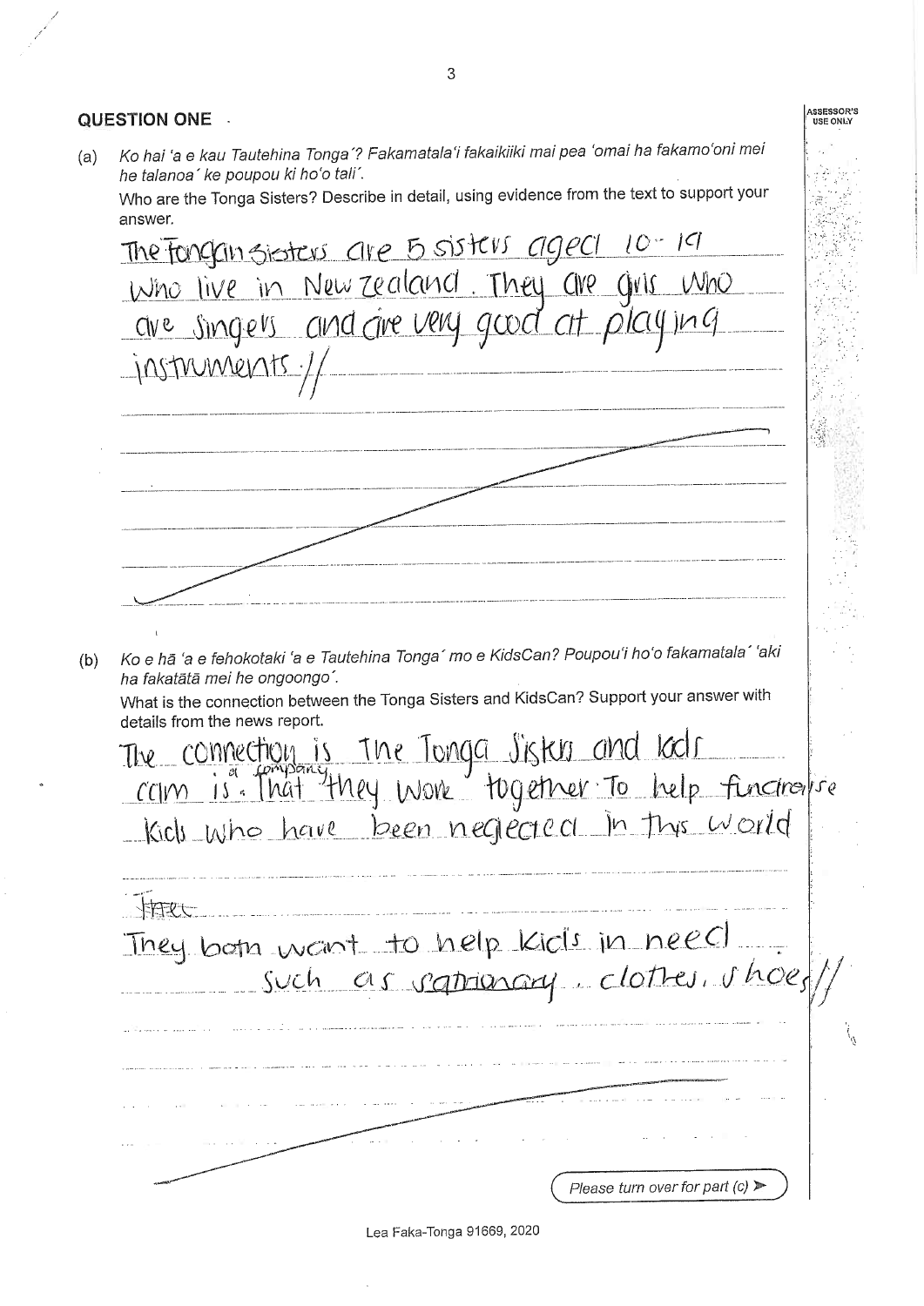## QUESTION ONE

(a) *Ko hai 'a e kau Tautehina Tonga´? Fakamatala'i fakaikiiki mai pea 'omai ha fakamo'oni mei he talanoa´ ke poupou ki ho'o tali´.*

Who are the Tonga Sisters? Describe in detail, using evidence from the text to support your answer.

The Tongan Sisters are 5 sisters aged 10 - 19 Who live in New Zealand. They are girls who are singers and are very good at playing instruments. //

(b) *Ko e hā 'a e fehokotaki 'a e Tautehina Tonga´ mo e KidsCan? Poupou'i ho'o fakamatala´ 'aki ha fakatātā mei he ongoongo´.*

What is the connection between the Tonga Sisters and KidsCan? Support your answer with details from the news report.

The connection is The Tonga Sisters and kids can is a company. That they work together To help fundraise Kids who have been neglected in this world

~~Ther~~

They both want to help Kids in need such as stationary, clothes, shoes //

Please turn over for part (c) ➤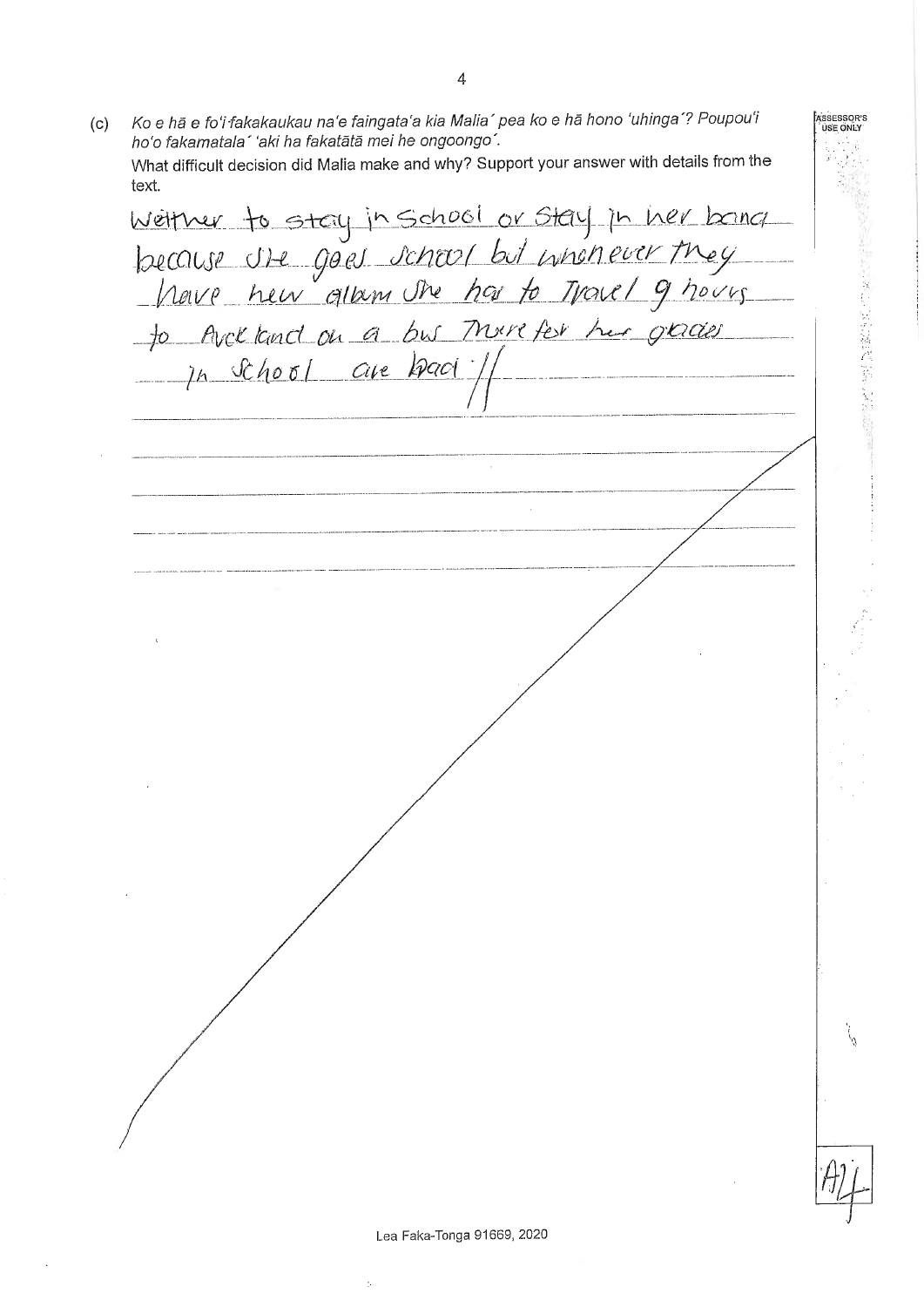(c) *Ko e hā e fo'i fakakaukau na'e faingata'a kia Malia´ pea ko e hā hono 'uhinga´? Poupou'i ho'o fakamatala´ 'aki ha fakatātā mei he ongoongo´.*

What difficult decision did Malia make and why? Support your answer with details from the text.

Weither to stay in School or Stay in her band because she goes School but whenever they have new album she has to Travel 9 hours to Auckland on a bus There for her grades in School are bad //

A4

Lea Faka-Tonga 91669, 2020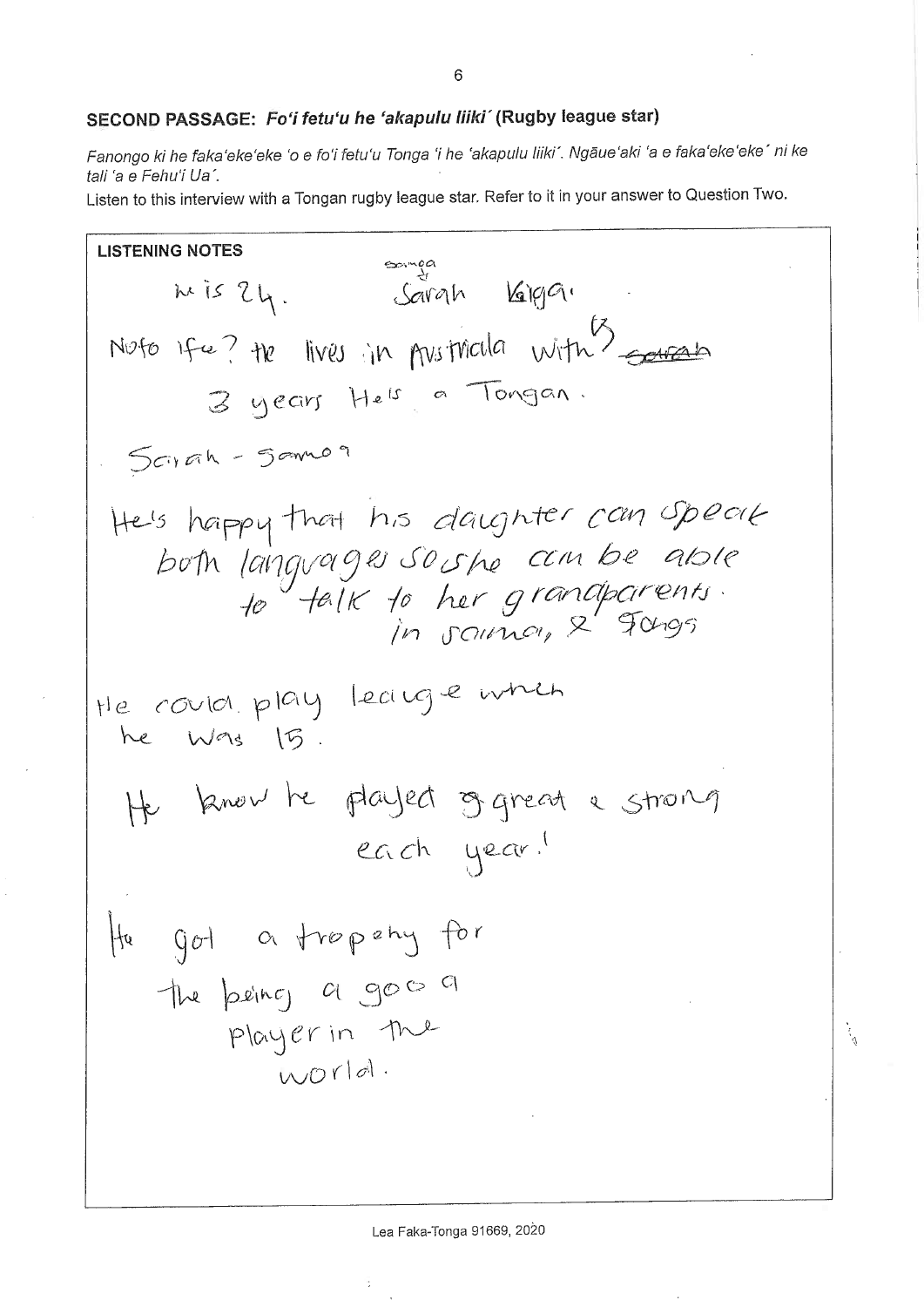## SECOND PASSAGE: *Fo'i fetu'u he 'akapulu liiki´* (Rugby league star)

*Fanongo ki he faka'eke'eke 'o e fo'i fetu'u Tonga 'i he 'akapulu liiki´. Ngāue'aki 'a e faka'eke'eke´ ni ke tali 'a e Fehu'i Ua´.*

Listen to this interview with a Tongan rugby league star. Refer to it in your answer to Question Two.

**LISTENING NOTES**

he is 24. Sarah (Samoa) Kaiga.

Nofo ife? he lives in Australia with ~~sarah~~ (3) 3 years He is a Tongan.

Sarah - Samoa

He's happy that his daughter can speak both languages so she can be able to talk to her grandparents. in samoa, & Tonga

He could play league when he was 15.

He know he played ~~g~~ great & strong each year!

He got a tropehy for the being a good player in the world.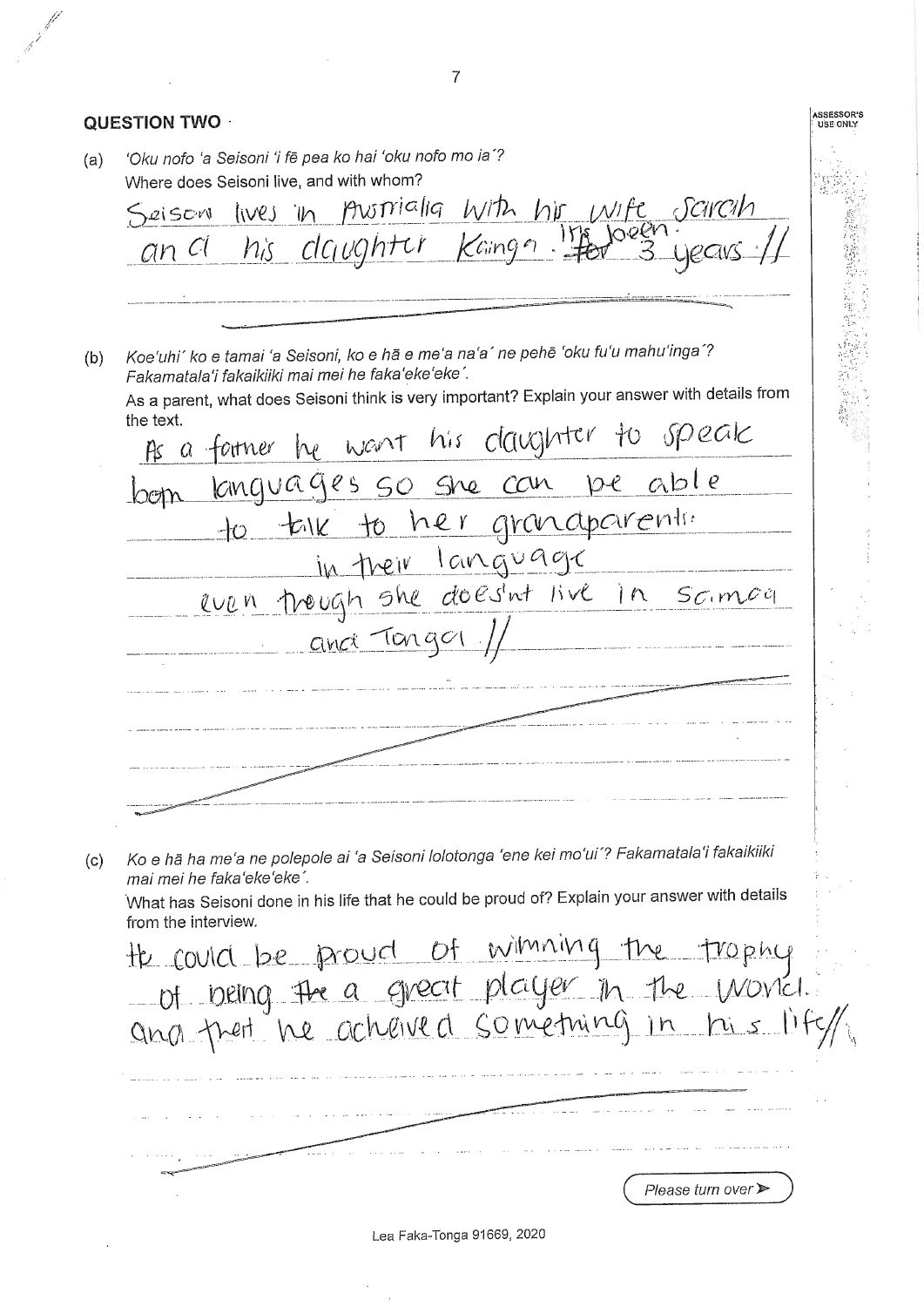## QUESTION TWO

(a) *'Oku nofo 'a Seisoni 'i fē pea ko hai 'oku nofo mo ia'?*
Where does Seisoni live, and with whom?

Seisoni lives in Australia with his wife Sarah and his daughter Kainga. It's been ~~for~~ 3 years //

(b) *Koe'uhi' ko e tamai 'a Seisoni, ko e hā e me'a na'a' ne pehē 'oku fu'u mahu'inga'? Fakamatala'i fakaikiiki mai mei he faka'eke'eke'.*
As a parent, what does Seisoni think is very important? Explain your answer with details from the text.

As a father he want his daughter to speak both languages so she can be able to talk to her grandparents in their language even though she doesn't live in Samoa and Tonga //

(c) *Ko e hā ha me'a ne polepole ai 'a Seisoni lolotonga 'ene kei mo'ui'? Fakamatala'i fakaikiiki mai mei he faka'eke'eke'.*
What has Seisoni done in his life that he could be proud of? Explain your answer with details from the interview.

He could be proud of winning the trophy of being ~~the~~ a great player in the world. and then he achieved something in his life//

Please turn over ➤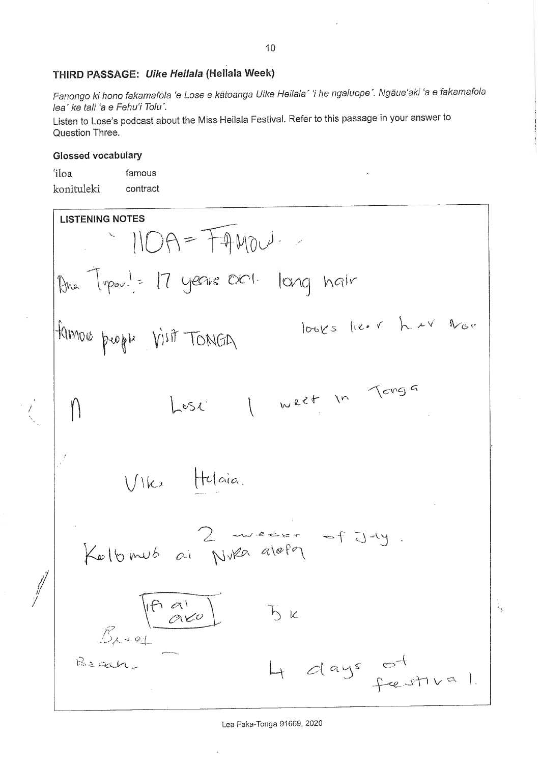## THIRD PASSAGE: *Uike Heilala* (Heilala Week)

*Fanongo ki hono fakamafola 'e Lose e kātoanga Uike Heilala´ 'i he ngaluope´. Ngāue'aki 'a e fakamafola lea´ ke tali 'a e Fehu'i Tolu´.*

Listen to Lose's podcast about the Miss Heilala Festival. Refer to this passage in your answer to Question Three.

### Glossed vocabulary

| | |
|---|---|
| 'iloa | famous |
| konituleki | contract |

**LISTENING NOTES**

IIOA = FAMOU.

Ana Tupou! = 17 years old. long hair

famous people visit TONGA

looks like r h r v rou

n

Lose 1 weet in Tonga

Vike Helaia.

2 weeks of July.

Kolomub ai Nuka alofa

IA ai ako

5 k

Beach

Beach.

4 days of festival.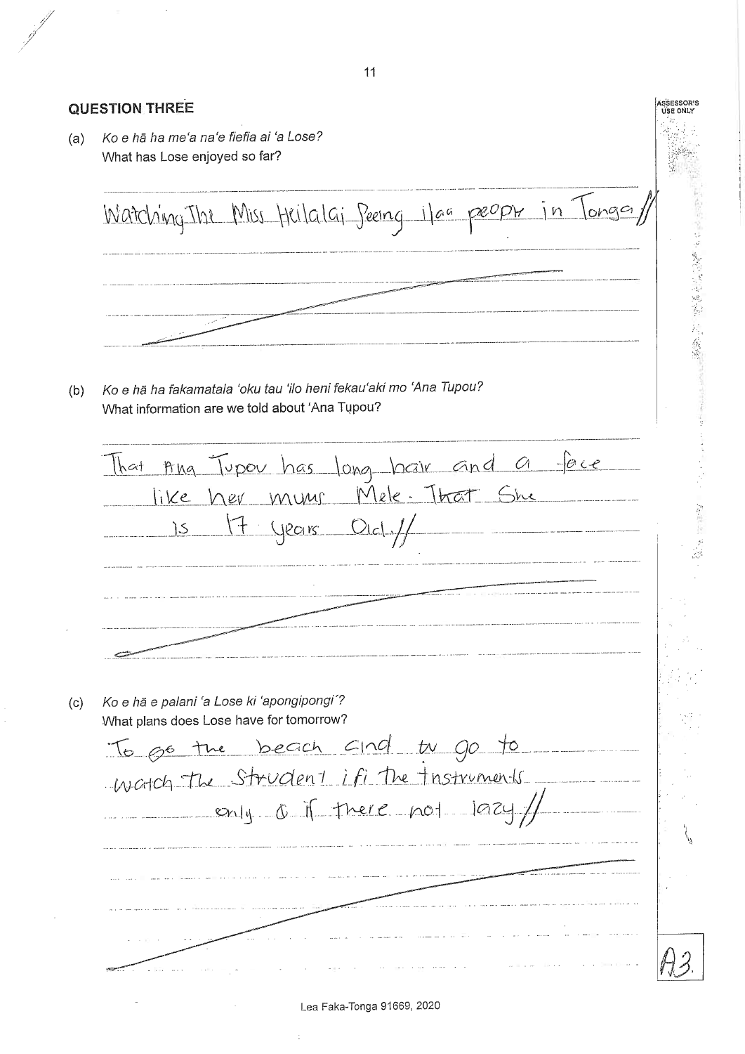## QUESTION THREE

ASSESSOR'S USE ONLY

(a) *Ko e hā ha me'a na'e fiefia ai 'a Lose?*
What has Lose enjoyed so far?

Watching The Miss Heilalai Seeing ilaa people in Tonga //

(b) *Ko e hā ha fakamatala 'oku tau 'ilo heni fekau'aki mo 'Ana Tupou?*
What information are we told about 'Ana Tupou?

That Ana Tupou has long hair and a face like her mums Mele. That She is 17 years Old. //

(c) *Ko e hā e palani 'a Lose ki 'apongipongi'?*
What plans does Lose have for tomorrow?

To go the beach and to go to watch the Strudent ifi the instruments only & if there not lazy //

A3.

Lea Faka-Tonga 91669, 2020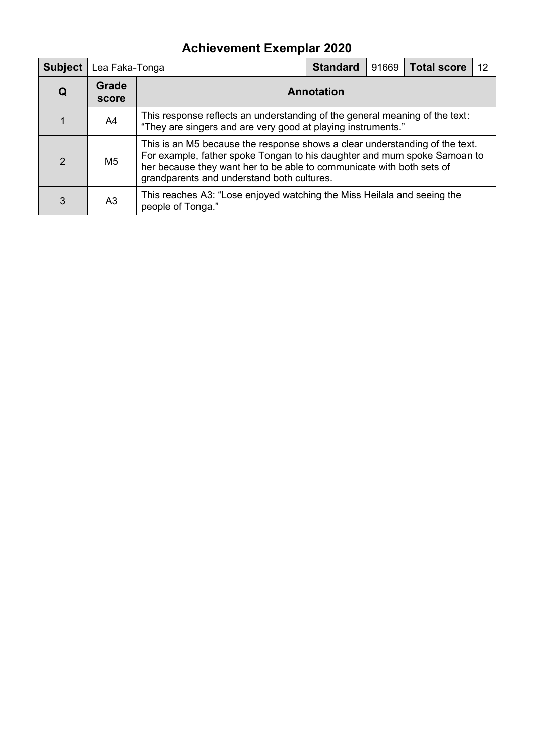# Achievement Exemplar 2020

| Subject | Lea Faka-Tonga | Standard | 91669 | Total score | 12 |
|---|---|---|---|---|---|
| **Q** | **Grade score** | **Annotation** | | | |
| 1 | A4 | This response reflects an understanding of the general meaning of the text: "They are singers and are very good at playing instruments." | | | |
| 2 | M5 | This is an M5 because the response shows a clear understanding of the text. For example, father spoke Tongan to his daughter and mum spoke Samoan to her because they want her to be able to communicate with both sets of grandparents and understand both cultures. | | | |
| 3 | A3 | This reaches A3: "Lose enjoyed watching the Miss Heilala and seeing the people of Tonga." | | | |